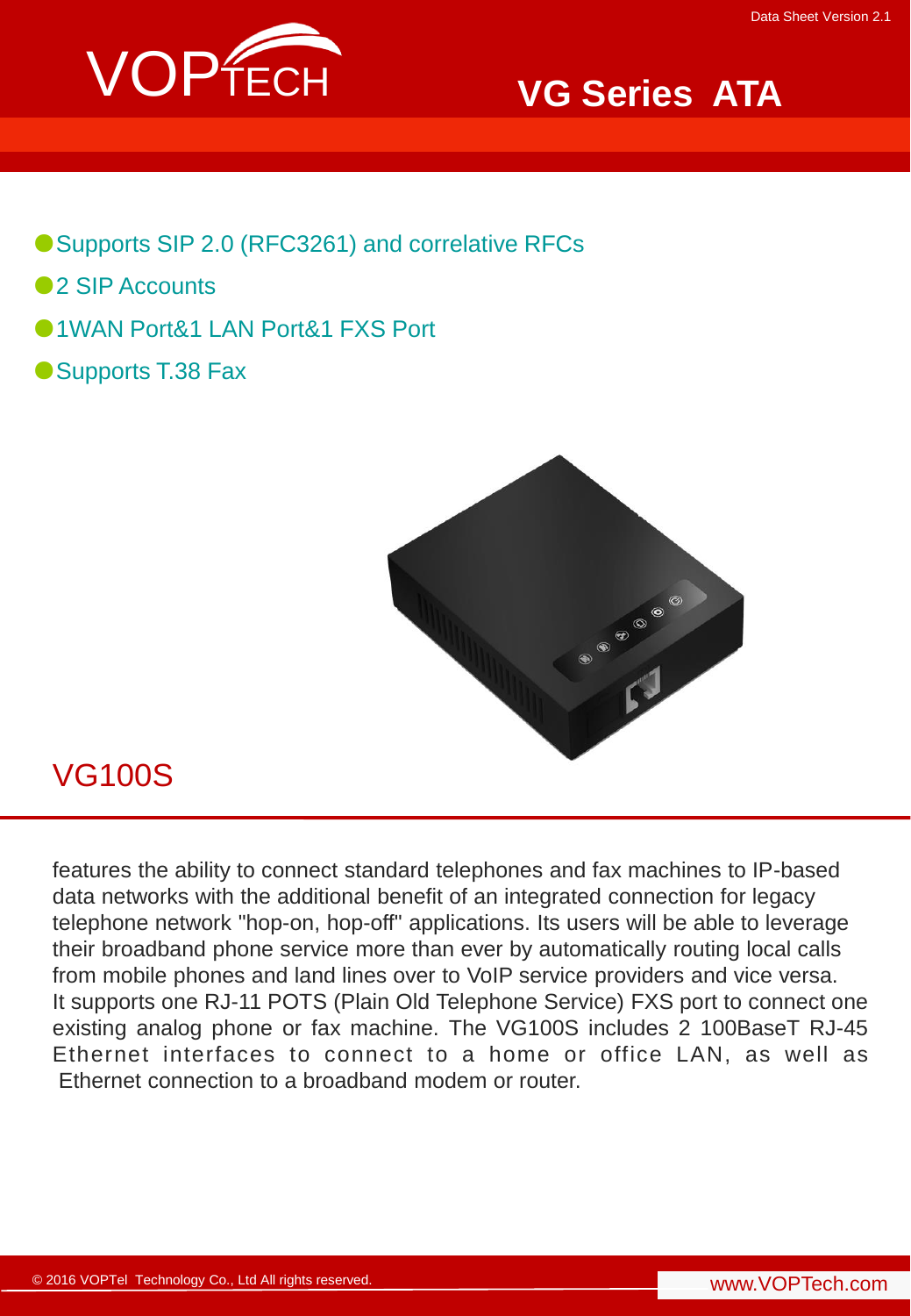# VG Series ATA

- Supports SIP 2.0 (RFC3261) and correlative RFCs
- 2 SIP Accounts
- 1WAN Port&1 LAN Port&1 FXS Port
- Supports T.38 Fax

## VG100S

features the ability to connect standard telephones and fax machines to IP-based data networks with the additional benefit of an integrated connection for legacy telephone network "hop-on, hop-off" applications. Its users will be able to leverage their broadband phone service more than ever by automatically routing local calls from mobile phones and land lines over to VoIP service providers and vice versa. It supports one RJ-11 POTS (Plain Old Telephone Service) FXS port to connect one existing analog phone or fax machine. The VG100S includes 2 100BaseT RJ-45 Ethernet interfaces to connect to a home or office LAN, as well as Ethernet connection to a broadband modem or router.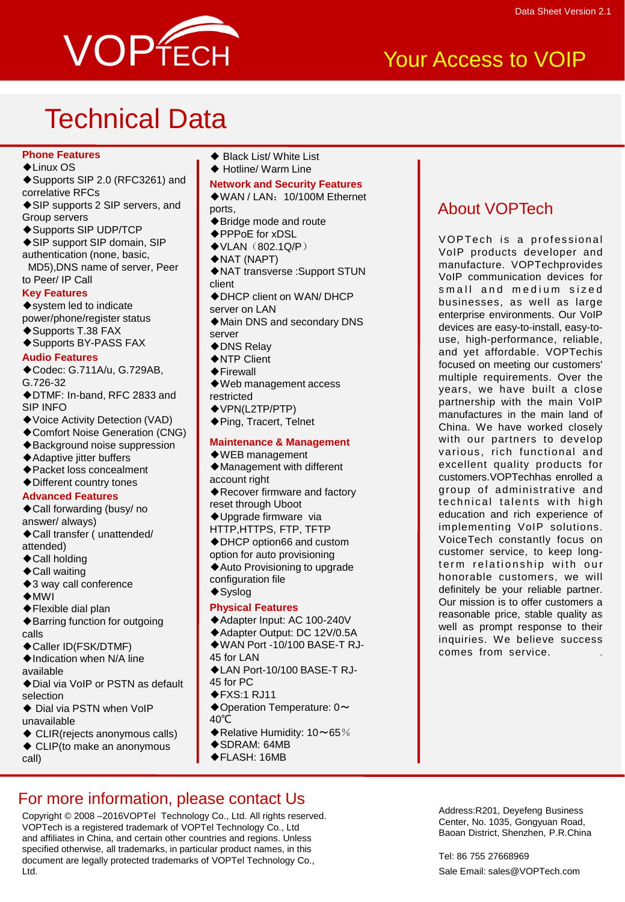Data Sheet Version 2.1

VOPTECH

Your Access to VOIP

# Technical Data

### Phone Features

- ◆Linux OS
- ◆Supports SIP 2.0 (RFC3261) and correlative RFCs
- ◆SIP supports 2 SIP servers, and Group servers
- ◆Supports SIP UDP/TCP
- ◆SIP support SIP domain, SIP authentication (none, basic, MD5),DNS name of server, Peer to Peer/ IP Call

### Key Features

- ◆system led to indicate power/phone/register status
- ◆Supports T.38 FAX
- ◆Supports BY-PASS FAX

### Audio Features

- ◆Codec: G.711A/u, G.729AB, G.726-32
- ◆DTMF: In-band, RFC 2833 and SIP INFO
- ◆Voice Activity Detection (VAD)
- ◆Comfort Noise Generation (CNG)
- ◆Background noise suppression
- ◆Adaptive jitter buffers
- ◆Packet loss concealment
- ◆Different country tones

### Advanced Features

- ◆Call forwarding (busy/ no answer/ always)
- ◆Call transfer ( unattended/ attended)
- ◆Call holding
- ◆Call waiting
- ◆3 way call conference
- ◆MWI
- ◆Flexible dial plan
- ◆Barring function for outgoing calls
- ◆Caller ID(FSK/DTMF)
- ◆Indication when N/A line available
- ◆Dial via VoIP or PSTN as default selection
- ◆ Dial via PSTN when VoIP unavailable
- ◆ CLIR(rejects anonymous calls)
- ◆ CLIP(to make an anonymous call)
- ◆ Black List/ White List
- ◆ Hotline/ Warm Line

### Network and Security Features

- ◆WAN / LAN：10/100M Ethernet ports,
- ◆Bridge mode and route
- ◆PPPoE for xDSL
- ◆VLAN（802.1Q/P）
- ◆NAT (NAPT)
- ◆NAT transverse :Support STUN client
- ◆DHCP client on WAN/ DHCP server on LAN
- ◆Main DNS and secondary DNS server
- ◆DNS Relay
- ◆NTP Client
- ◆Firewall
- ◆Web management access restricted
- ◆VPN(L2TP/PTP)
- ◆Ping, Tracert, Telnet

### Maintenance & Management

- ◆WEB management
- ◆Management with different account right
- ◆Recover firmware and factory reset through Uboot
- ◆Upgrade firmware via HTTP,HTTPS, FTP, TFTP
- ◆DHCP option66 and custom option for auto provisioning
- ◆Auto Provisioning to upgrade configuration file
- ◆Syslog

### Physical Features

- ◆Adapter Input: AC 100-240V
- ◆Adapter Output: DC 12V/0.5A
- ◆WAN Port -10/100 BASE-T RJ-45 for LAN
- ◆LAN Port-10/100 BASE-T RJ-45 for PC
- ◆FXS:1 RJ11
- ◆Operation Temperature: 0～40℃
- ◆Relative Humidity: 10～65％
- ◆SDRAM: 64MB
- ◆FLASH: 16MB

## About VOPTech

VOPTech is a professional VoIP products developer and manufacture. VOPTechprovides VoIP communication devices for small and medium sized businesses, as well as large enterprise environments. Our VoIP devices are easy-to-install, easy-to-use, high-performance, reliable, and yet affordable. VOPTechis focused on meeting our customers' multiple requirements. Over the years, we have built a close partnership with the main VoIP manufactures in the main land of China. We have worked closely with our partners to develop various, rich functional and excellent quality products for customers.VOPTechhas enrolled a group of administrative and technical talents with high education and rich experience of implementing VoIP solutions. VoiceTech constantly focus on customer service, to keep long-term relationship with our honorable customers, we will definitely be your reliable partner. Our mission is to offer customers a reasonable price, stable quality as well as prompt response to their inquiries. We believe success comes from service.

## For more information, please contact Us

Copyright © 2008 –2016VOPTel Technology Co., Ltd. All rights reserved. VOPTech is a registered trademark of VOPTel Technology Co., Ltd and affiliates in China, and certain other countries and regions. Unless specified otherwise, all trademarks, in particular product names, in this document are legally protected trademarks of VOPTel Technology Co., Ltd.

Address:R201, Deyefeng Business Center, No. 1035, Gongyuan Road, Baoan District, Shenzhen, P.R.China

Tel: 86 755 27668969

Sale Email: sales@VOPTech.com